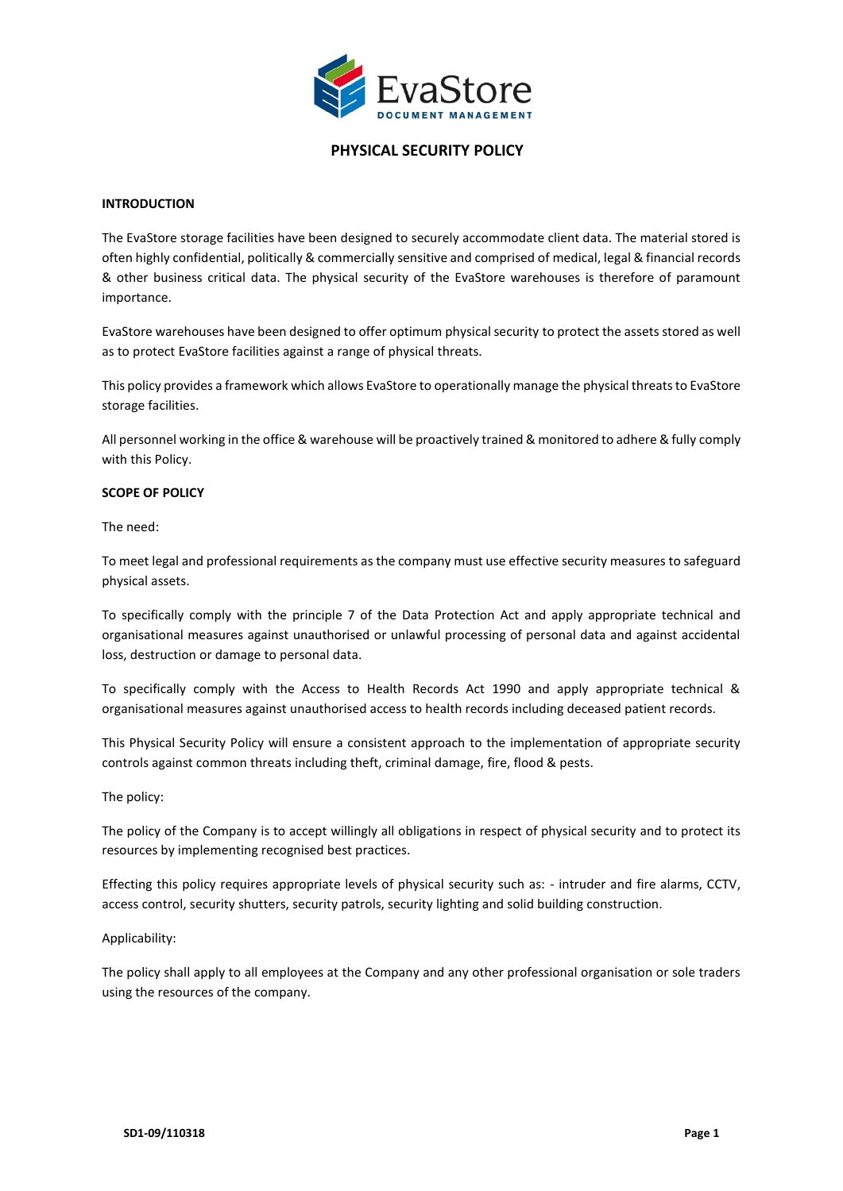# PHYSICAL SECURITY POLICY

## INTRODUCTION

The EvaStore storage facilities have been designed to securely accommodate client data. The material stored is often highly confidential, politically & commercially sensitive and comprised of medical, legal & financial records & other business critical data. The physical security of the EvaStore warehouses is therefore of paramount importance.

EvaStore warehouses have been designed to offer optimum physical security to protect the assets stored as well as to protect EvaStore facilities against a range of physical threats.

This policy provides a framework which allows EvaStore to operationally manage the physical threats to EvaStore storage facilities.

All personnel working in the office & warehouse will be proactively trained & monitored to adhere & fully comply with this Policy.

## SCOPE OF POLICY

The need:

To meet legal and professional requirements as the company must use effective security measures to safeguard physical assets.

To specifically comply with the principle 7 of the Data Protection Act and apply appropriate technical and organisational measures against unauthorised or unlawful processing of personal data and against accidental loss, destruction or damage to personal data.

To specifically comply with the Access to Health Records Act 1990 and apply appropriate technical & organisational measures against unauthorised access to health records including deceased patient records.

This Physical Security Policy will ensure a consistent approach to the implementation of appropriate security controls against common threats including theft, criminal damage, fire, flood & pests.

The policy:

The policy of the Company is to accept willingly all obligations in respect of physical security and to protect its resources by implementing recognised best practices.

Effecting this policy requires appropriate levels of physical security such as: - intruder and fire alarms, CCTV, access control, security shutters, security patrols, security lighting and solid building construction.

Applicability:

The policy shall apply to all employees at the Company and any other professional organisation or sole traders using the resources of the company.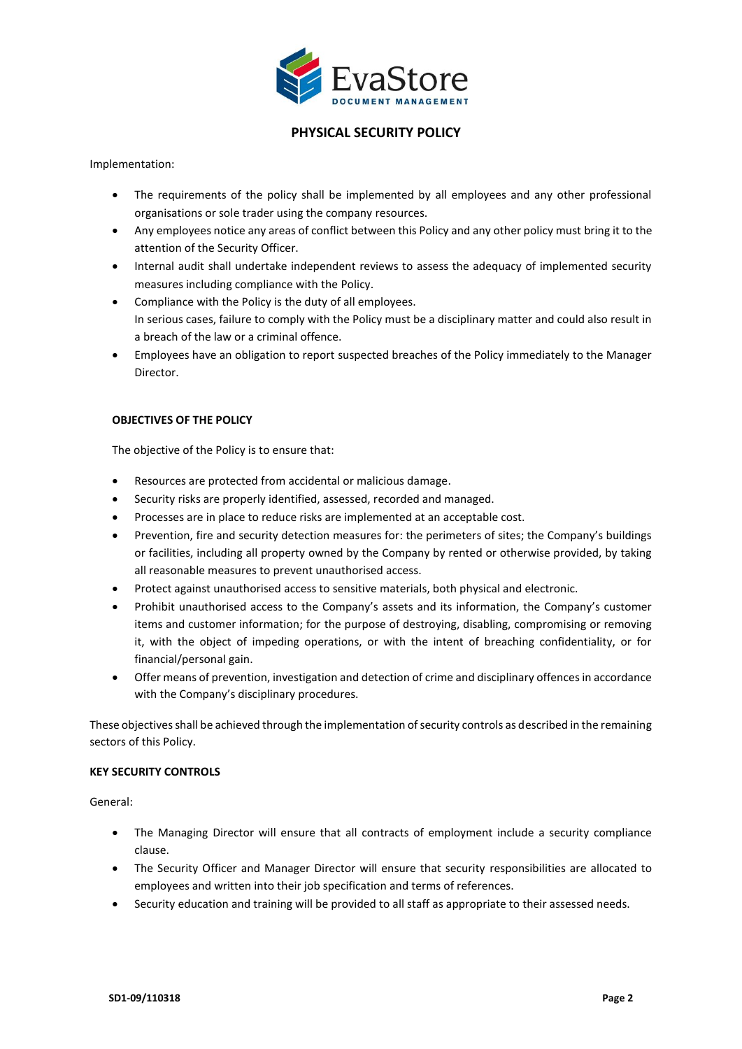## PHYSICAL SECURITY POLICY

Implementation:

- The requirements of the policy shall be implemented by all employees and any other professional organisations or sole trader using the company resources.
- Any employees notice any areas of conflict between this Policy and any other policy must bring it to the attention of the Security Officer.
- Internal audit shall undertake independent reviews to assess the adequacy of implemented security measures including compliance with the Policy.
- Compliance with the Policy is the duty of all employees.
  In serious cases, failure to comply with the Policy must be a disciplinary matter and could also result in a breach of the law or a criminal offence.
- Employees have an obligation to report suspected breaches of the Policy immediately to the Manager Director.

### OBJECTIVES OF THE POLICY

The objective of the Policy is to ensure that:

- Resources are protected from accidental or malicious damage.
- Security risks are properly identified, assessed, recorded and managed.
- Processes are in place to reduce risks are implemented at an acceptable cost.
- Prevention, fire and security detection measures for: the perimeters of sites; the Company's buildings or facilities, including all property owned by the Company by rented or otherwise provided, by taking all reasonable measures to prevent unauthorised access.
- Protect against unauthorised access to sensitive materials, both physical and electronic.
- Prohibit unauthorised access to the Company's assets and its information, the Company's customer items and customer information; for the purpose of destroying, disabling, compromising or removing it, with the object of impeding operations, or with the intent of breaching confidentiality, or for financial/personal gain.
- Offer means of prevention, investigation and detection of crime and disciplinary offences in accordance with the Company's disciplinary procedures.

These objectives shall be achieved through the implementation of security controls as described in the remaining sectors of this Policy.

### KEY SECURITY CONTROLS

General:

- The Managing Director will ensure that all contracts of employment include a security compliance clause.
- The Security Officer and Manager Director will ensure that security responsibilities are allocated to employees and written into their job specification and terms of references.
- Security education and training will be provided to all staff as appropriate to their assessed needs.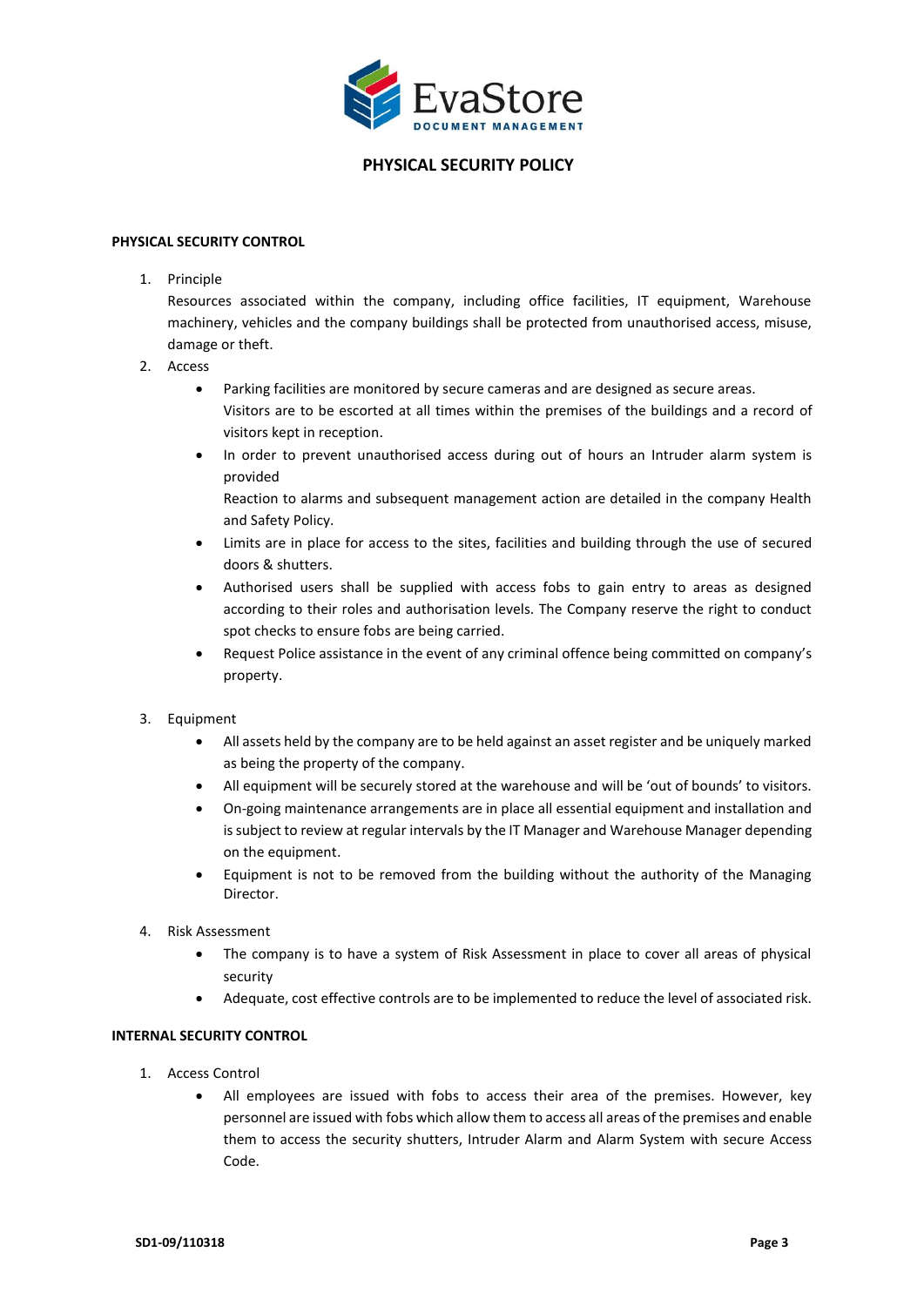# PHYSICAL SECURITY POLICY

## PHYSICAL SECURITY CONTROL

1. Principle

   Resources associated within the company, including office facilities, IT equipment, Warehouse machinery, vehicles and the company buildings shall be protected from unauthorised access, misuse, damage or theft.

2. Access
   - Parking facilities are monitored by secure cameras and are designed as secure areas.
     Visitors are to be escorted at all times within the premises of the buildings and a record of visitors kept in reception.
   - In order to prevent unauthorised access during out of hours an Intruder alarm system is provided
     Reaction to alarms and subsequent management action are detailed in the company Health and Safety Policy.
   - Limits are in place for access to the sites, facilities and building through the use of secured doors & shutters.
   - Authorised users shall be supplied with access fobs to gain entry to areas as designed according to their roles and authorisation levels. The Company reserve the right to conduct spot checks to ensure fobs are being carried.
   - Request Police assistance in the event of any criminal offence being committed on company's property.

3. Equipment
   - All assets held by the company are to be held against an asset register and be uniquely marked as being the property of the company.
   - All equipment will be securely stored at the warehouse and will be 'out of bounds' to visitors.
   - On-going maintenance arrangements are in place all essential equipment and installation and is subject to review at regular intervals by the IT Manager and Warehouse Manager depending on the equipment.
   - Equipment is not to be removed from the building without the authority of the Managing Director.

4. Risk Assessment
   - The company is to have a system of Risk Assessment in place to cover all areas of physical security
   - Adequate, cost effective controls are to be implemented to reduce the level of associated risk.

## INTERNAL SECURITY CONTROL

1. Access Control
   - All employees are issued with fobs to access their area of the premises. However, key personnel are issued with fobs which allow them to access all areas of the premises and enable them to access the security shutters, Intruder Alarm and Alarm System with secure Access Code.

SD1-09/110318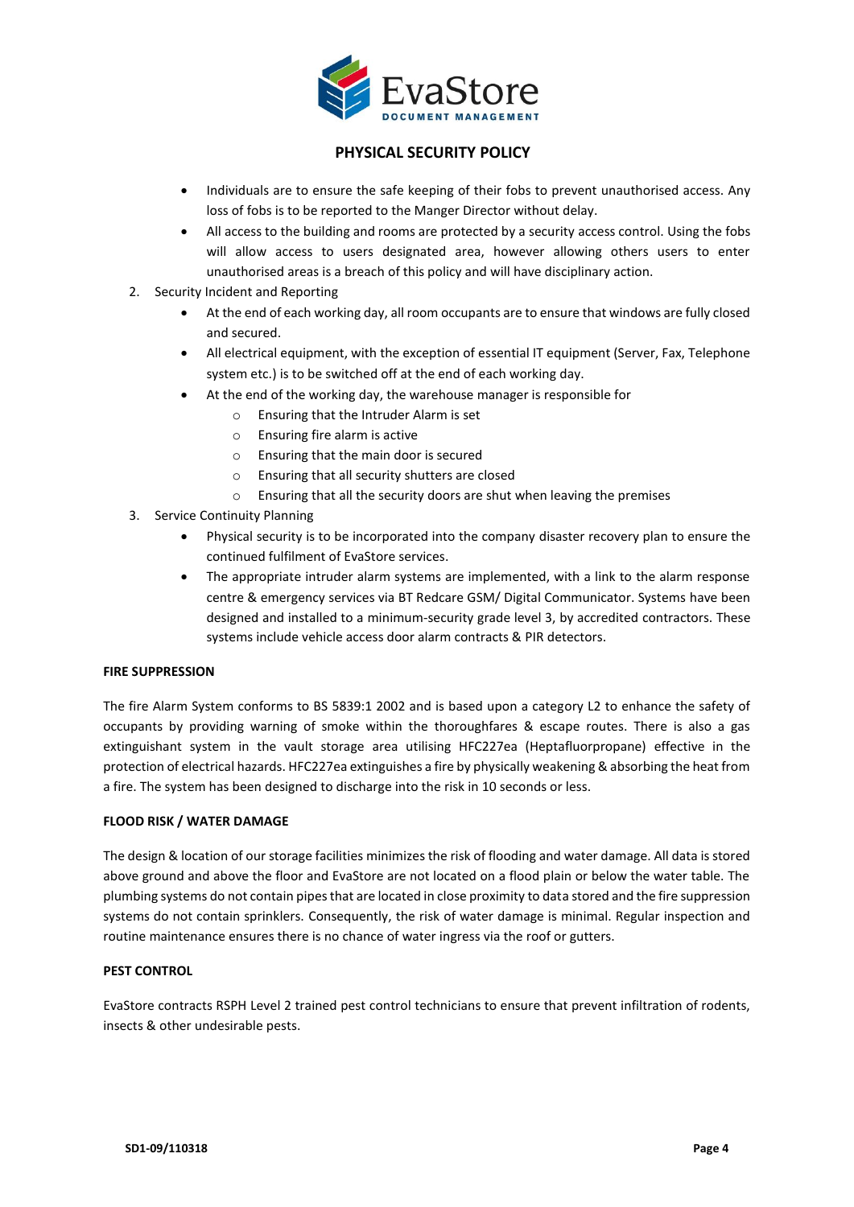- Individuals are to ensure the safe keeping of their fobs to prevent unauthorised access. Any loss of fobs is to be reported to the Manger Director without delay.
- All access to the building and rooms are protected by a security access control. Using the fobs will allow access to users designated area, however allowing others users to enter unauthorised areas is a breach of this policy and will have disciplinary action.

2. Security Incident and Reporting
   - At the end of each working day, all room occupants are to ensure that windows are fully closed and secured.
   - All electrical equipment, with the exception of essential IT equipment (Server, Fax, Telephone system etc.) is to be switched off at the end of each working day.
   - At the end of the working day, the warehouse manager is responsible for
     - Ensuring that the Intruder Alarm is set
     - Ensuring fire alarm is active
     - Ensuring that the main door is secured
     - Ensuring that all security shutters are closed
     - Ensuring that all the security doors are shut when leaving the premises
3. Service Continuity Planning
   - Physical security is to be incorporated into the company disaster recovery plan to ensure the continued fulfilment of EvaStore services.
   - The appropriate intruder alarm systems are implemented, with a link to the alarm response centre & emergency services via BT Redcare GSM/ Digital Communicator. Systems have been designed and installed to a minimum-security grade level 3, by accredited contractors. These systems include vehicle access door alarm contracts & PIR detectors.

**FIRE SUPPRESSION**

The fire Alarm System conforms to BS 5839:1 2002 and is based upon a category L2 to enhance the safety of occupants by providing warning of smoke within the thoroughfares & escape routes. There is also a gas extinguishant system in the vault storage area utilising HFC227ea (Heptafluorpropane) effective in the protection of electrical hazards. HFC227ea extinguishes a fire by physically weakening & absorbing the heat from a fire. The system has been designed to discharge into the risk in 10 seconds or less.

**FLOOD RISK / WATER DAMAGE**

The design & location of our storage facilities minimizes the risk of flooding and water damage. All data is stored above ground and above the floor and EvaStore are not located on a flood plain or below the water table. The plumbing systems do not contain pipes that are located in close proximity to data stored and the fire suppression systems do not contain sprinklers. Consequently, the risk of water damage is minimal. Regular inspection and routine maintenance ensures there is no chance of water ingress via the roof or gutters.

**PEST CONTROL**

EvaStore contracts RSPH Level 2 trained pest control technicians to ensure that prevent infiltration of rodents, insects & other undesirable pests.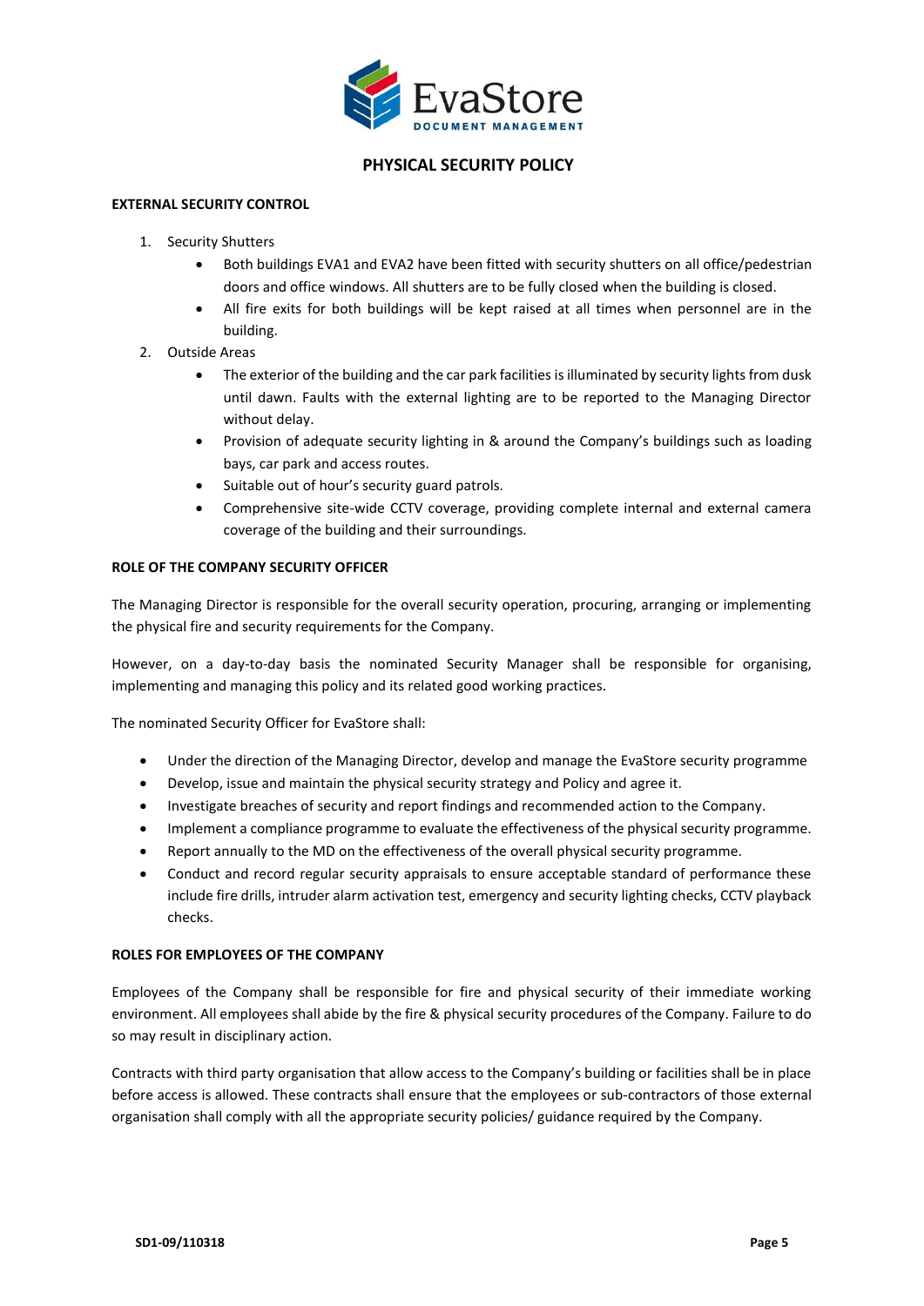# PHYSICAL SECURITY POLICY

**EXTERNAL SECURITY CONTROL**

1. Security Shutters
   - Both buildings EVA1 and EVA2 have been fitted with security shutters on all office/pedestrian doors and office windows. All shutters are to be fully closed when the building is closed.
   - All fire exits for both buildings will be kept raised at all times when personnel are in the building.
2. Outside Areas
   - The exterior of the building and the car park facilities is illuminated by security lights from dusk until dawn. Faults with the external lighting are to be reported to the Managing Director without delay.
   - Provision of adequate security lighting in & around the Company's buildings such as loading bays, car park and access routes.
   - Suitable out of hour's security guard patrols.
   - Comprehensive site-wide CCTV coverage, providing complete internal and external camera coverage of the building and their surroundings.

**ROLE OF THE COMPANY SECURITY OFFICER**

The Managing Director is responsible for the overall security operation, procuring, arranging or implementing the physical fire and security requirements for the Company.

However, on a day-to-day basis the nominated Security Manager shall be responsible for organising, implementing and managing this policy and its related good working practices.

The nominated Security Officer for EvaStore shall:

- Under the direction of the Managing Director, develop and manage the EvaStore security programme
- Develop, issue and maintain the physical security strategy and Policy and agree it.
- Investigate breaches of security and report findings and recommended action to the Company.
- Implement a compliance programme to evaluate the effectiveness of the physical security programme.
- Report annually to the MD on the effectiveness of the overall physical security programme.
- Conduct and record regular security appraisals to ensure acceptable standard of performance these include fire drills, intruder alarm activation test, emergency and security lighting checks, CCTV playback checks.

**ROLES FOR EMPLOYEES OF THE COMPANY**

Employees of the Company shall be responsible for fire and physical security of their immediate working environment. All employees shall abide by the fire & physical security procedures of the Company. Failure to do so may result in disciplinary action.

Contracts with third party organisation that allow access to the Company's building or facilities shall be in place before access is allowed. These contracts shall ensure that the employees or sub-contractors of those external organisation shall comply with all the appropriate security policies/ guidance required by the Company.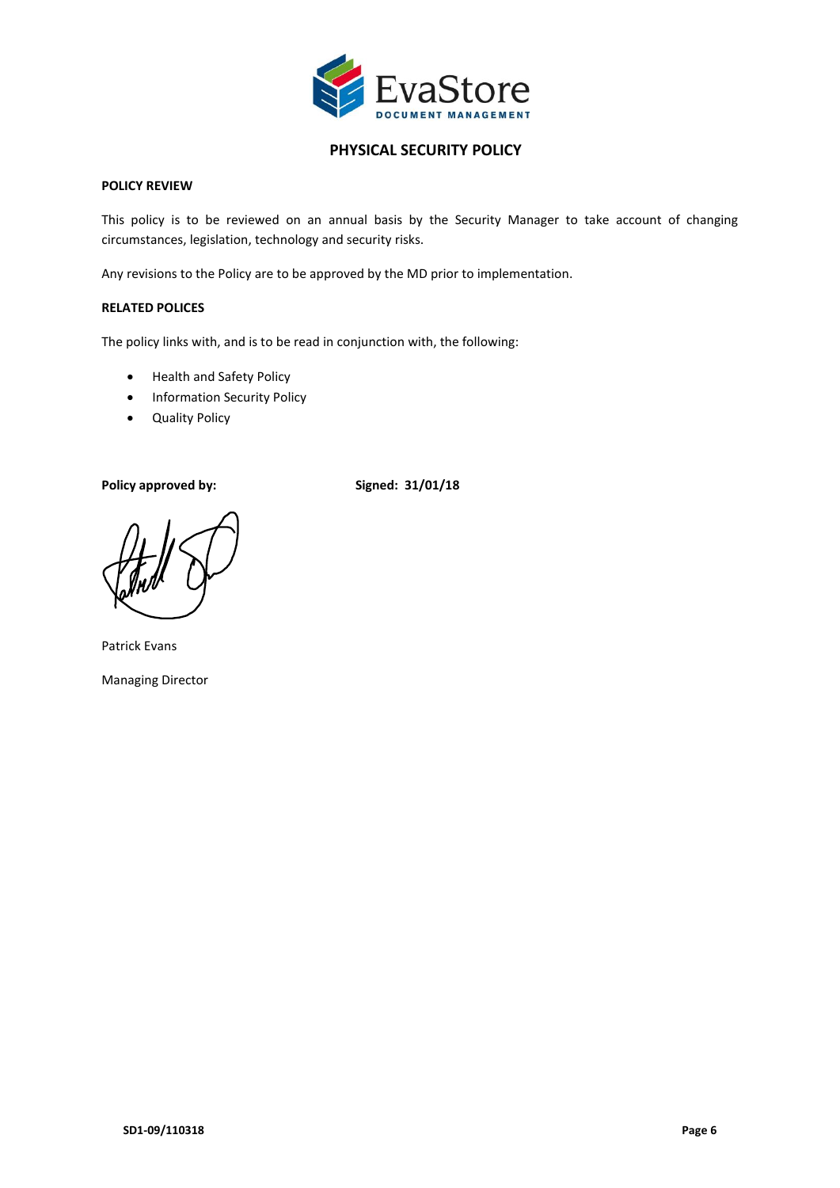## PHYSICAL SECURITY POLICY

### POLICY REVIEW

This policy is to be reviewed on an annual basis by the Security Manager to take account of changing circumstances, legislation, technology and security risks.

Any revisions to the Policy are to be approved by the MD prior to implementation.

### RELATED POLICES

The policy links with, and is to be read in conjunction with, the following:

- Health and Safety Policy
- Information Security Policy
- Quality Policy

**Policy approved by:** **Signed: 31/01/18**

Patrick Evans

Managing Director